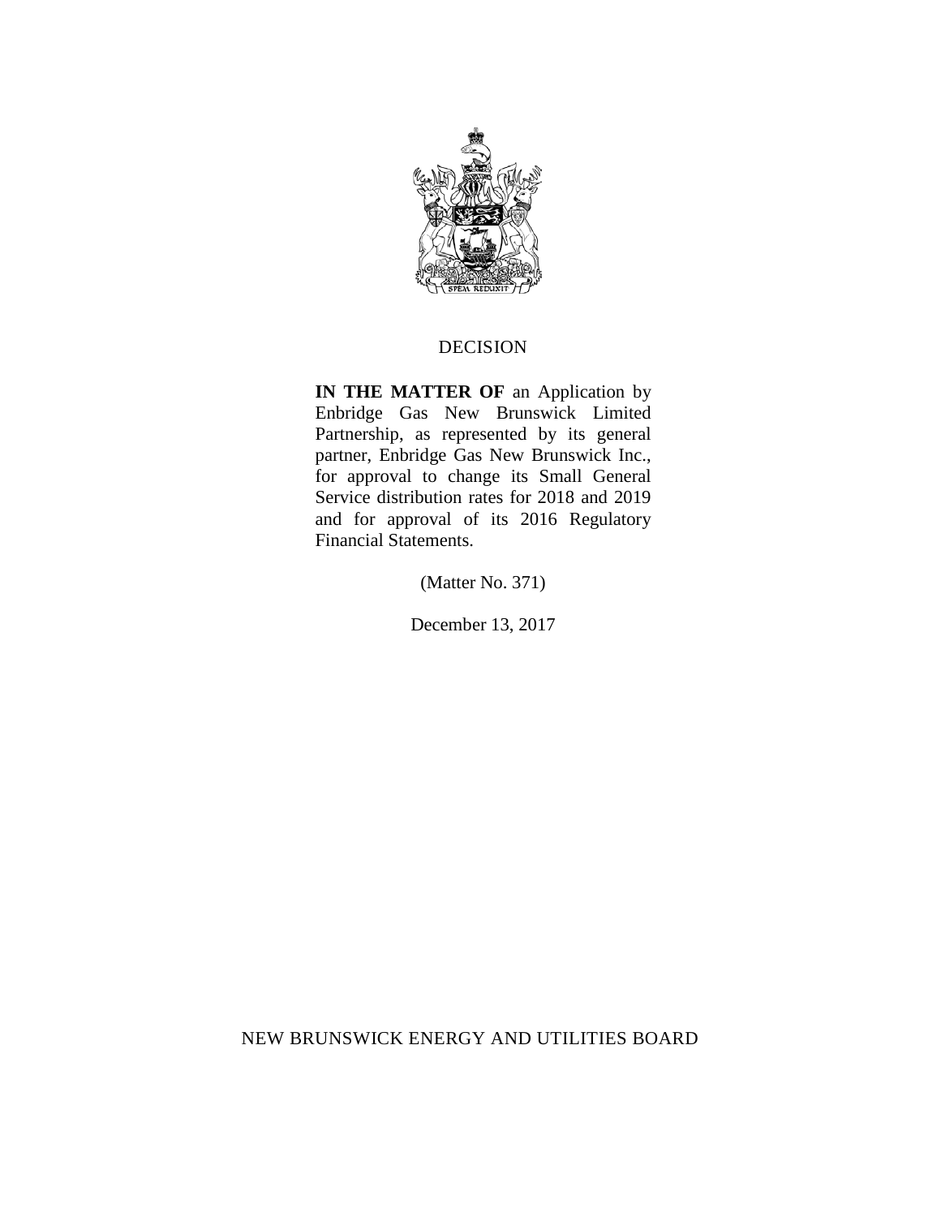# DECISION

**IN THE MATTER OF** an Application by Enbridge Gas New Brunswick Limited Partnership, as represented by its general partner, Enbridge Gas New Brunswick Inc., for approval to change its Small General Service distribution rates for 2018 and 2019 and for approval of its 2016 Regulatory Financial Statements.

(Matter No. 371)

December 13, 2017

NEW BRUNSWICK ENERGY AND UTILITIES BOARD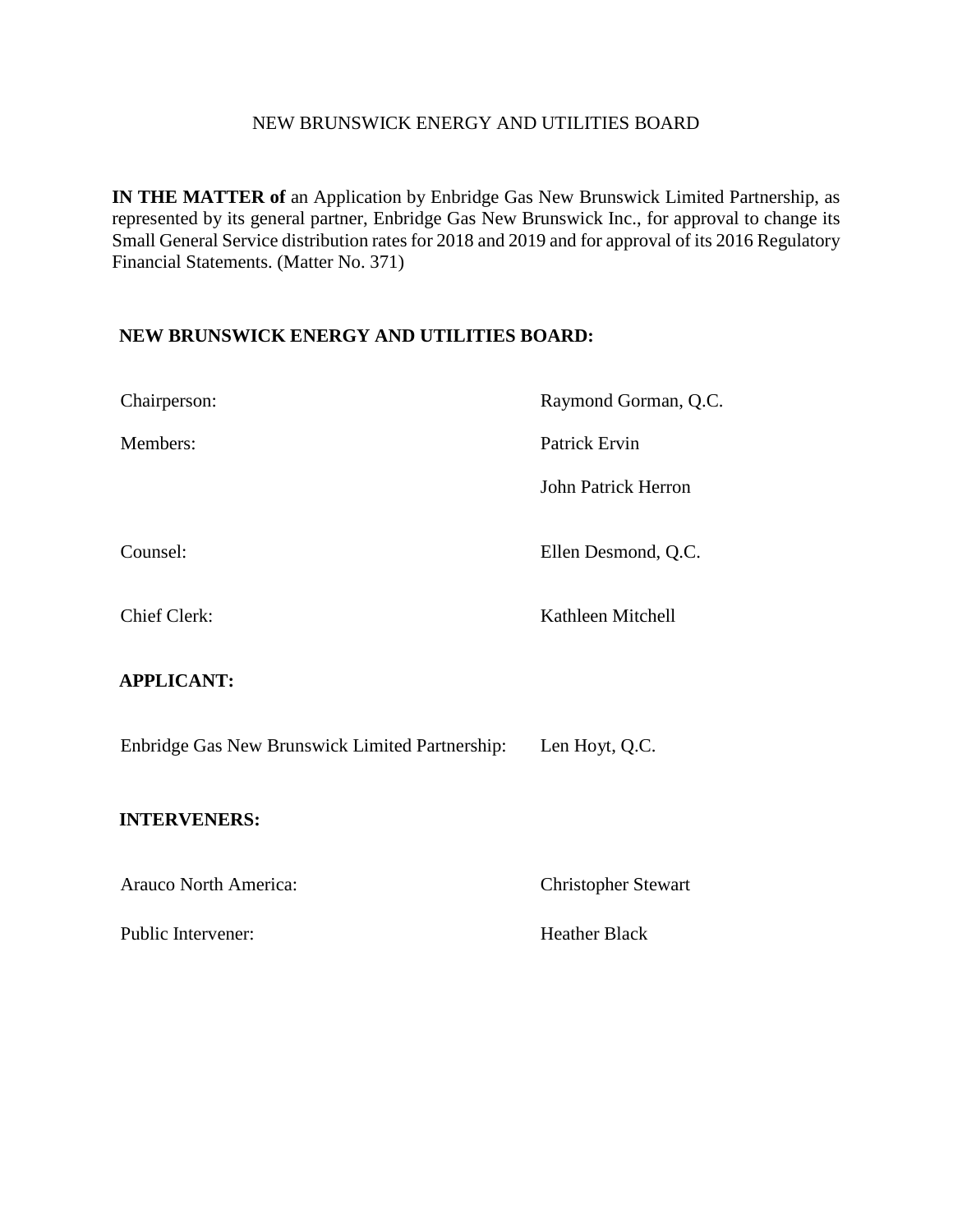NEW BRUNSWICK ENERGY AND UTILITIES BOARD

**IN THE MATTER of** an Application by Enbridge Gas New Brunswick Limited Partnership, as represented by its general partner, Enbridge Gas New Brunswick Inc., for approval to change its Small General Service distribution rates for 2018 and 2019 and for approval of its 2016 Regulatory Financial Statements. (Matter No. 371)

**NEW BRUNSWICK ENERGY AND UTILITIES BOARD:**

| | |
|---|---|
| Chairperson: | Raymond Gorman, Q.C. |
| Members: | Patrick Ervin |
| | John Patrick Herron |
| Counsel: | Ellen Desmond, Q.C. |
| Chief Clerk: | Kathleen Mitchell |

**APPLICANT:**

| | |
|---|---|
| Enbridge Gas New Brunswick Limited Partnership: | Len Hoyt, Q.C. |

**INTERVENERS:**

| | |
|---|---|
| Arauco North America: | Christopher Stewart |
| Public Intervener: | Heather Black |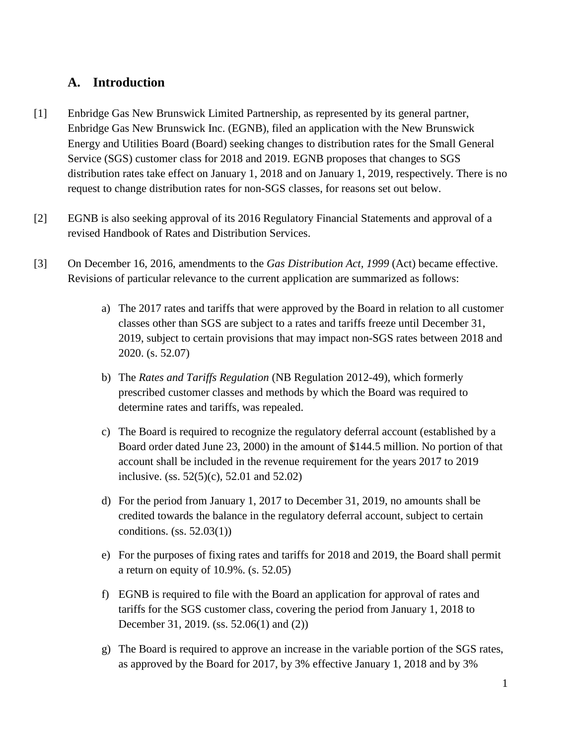## A. Introduction

[1] Enbridge Gas New Brunswick Limited Partnership, as represented by its general partner, Enbridge Gas New Brunswick Inc. (EGNB), filed an application with the New Brunswick Energy and Utilities Board (Board) seeking changes to distribution rates for the Small General Service (SGS) customer class for 2018 and 2019. EGNB proposes that changes to SGS distribution rates take effect on January 1, 2018 and on January 1, 2019, respectively. There is no request to change distribution rates for non-SGS classes, for reasons set out below.

[2] EGNB is also seeking approval of its 2016 Regulatory Financial Statements and approval of a revised Handbook of Rates and Distribution Services.

[3] On December 16, 2016, amendments to the *Gas Distribution Act, 1999* (Act) became effective. Revisions of particular relevance to the current application are summarized as follows:

a) The 2017 rates and tariffs that were approved by the Board in relation to all customer classes other than SGS are subject to a rates and tariffs freeze until December 31, 2019, subject to certain provisions that may impact non-SGS rates between 2018 and 2020. (s. 52.07)

b) The *Rates and Tariffs Regulation* (NB Regulation 2012-49), which formerly prescribed customer classes and methods by which the Board was required to determine rates and tariffs, was repealed.

c) The Board is required to recognize the regulatory deferral account (established by a Board order dated June 23, 2000) in the amount of $144.5 million. No portion of that account shall be included in the revenue requirement for the years 2017 to 2019 inclusive. (ss. 52(5)(c), 52.01 and 52.02)

d) For the period from January 1, 2017 to December 31, 2019, no amounts shall be credited towards the balance in the regulatory deferral account, subject to certain conditions. (ss. 52.03(1))

e) For the purposes of fixing rates and tariffs for 2018 and 2019, the Board shall permit a return on equity of 10.9%. (s. 52.05)

f) EGNB is required to file with the Board an application for approval of rates and tariffs for the SGS customer class, covering the period from January 1, 2018 to December 31, 2019. (ss. 52.06(1) and (2))

g) The Board is required to approve an increase in the variable portion of the SGS rates, as approved by the Board for 2017, by 3% effective January 1, 2018 and by 3%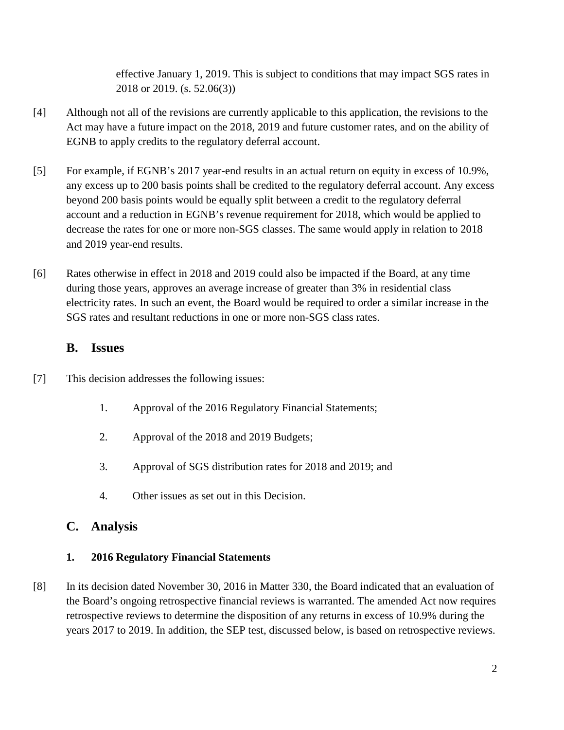effective January 1, 2019. This is subject to conditions that may impact SGS rates in 2018 or 2019. (s. 52.06(3))

[4] Although not all of the revisions are currently applicable to this application, the revisions to the Act may have a future impact on the 2018, 2019 and future customer rates, and on the ability of EGNB to apply credits to the regulatory deferral account.

[5] For example, if EGNB's 2017 year-end results in an actual return on equity in excess of 10.9%, any excess up to 200 basis points shall be credited to the regulatory deferral account. Any excess beyond 200 basis points would be equally split between a credit to the regulatory deferral account and a reduction in EGNB's revenue requirement for 2018, which would be applied to decrease the rates for one or more non-SGS classes. The same would apply in relation to 2018 and 2019 year-end results.

[6] Rates otherwise in effect in 2018 and 2019 could also be impacted if the Board, at any time during those years, approves an average increase of greater than 3% in residential class electricity rates. In such an event, the Board would be required to order a similar increase in the SGS rates and resultant reductions in one or more non-SGS class rates.

## B. Issues

[7] This decision addresses the following issues:

1. Approval of the 2016 Regulatory Financial Statements;
2. Approval of the 2018 and 2019 Budgets;
3. Approval of SGS distribution rates for 2018 and 2019; and
4. Other issues as set out in this Decision.

## C. Analysis

### 1. 2016 Regulatory Financial Statements

[8] In its decision dated November 30, 2016 in Matter 330, the Board indicated that an evaluation of the Board's ongoing retrospective financial reviews is warranted. The amended Act now requires retrospective reviews to determine the disposition of any returns in excess of 10.9% during the years 2017 to 2019. In addition, the SEP test, discussed below, is based on retrospective reviews.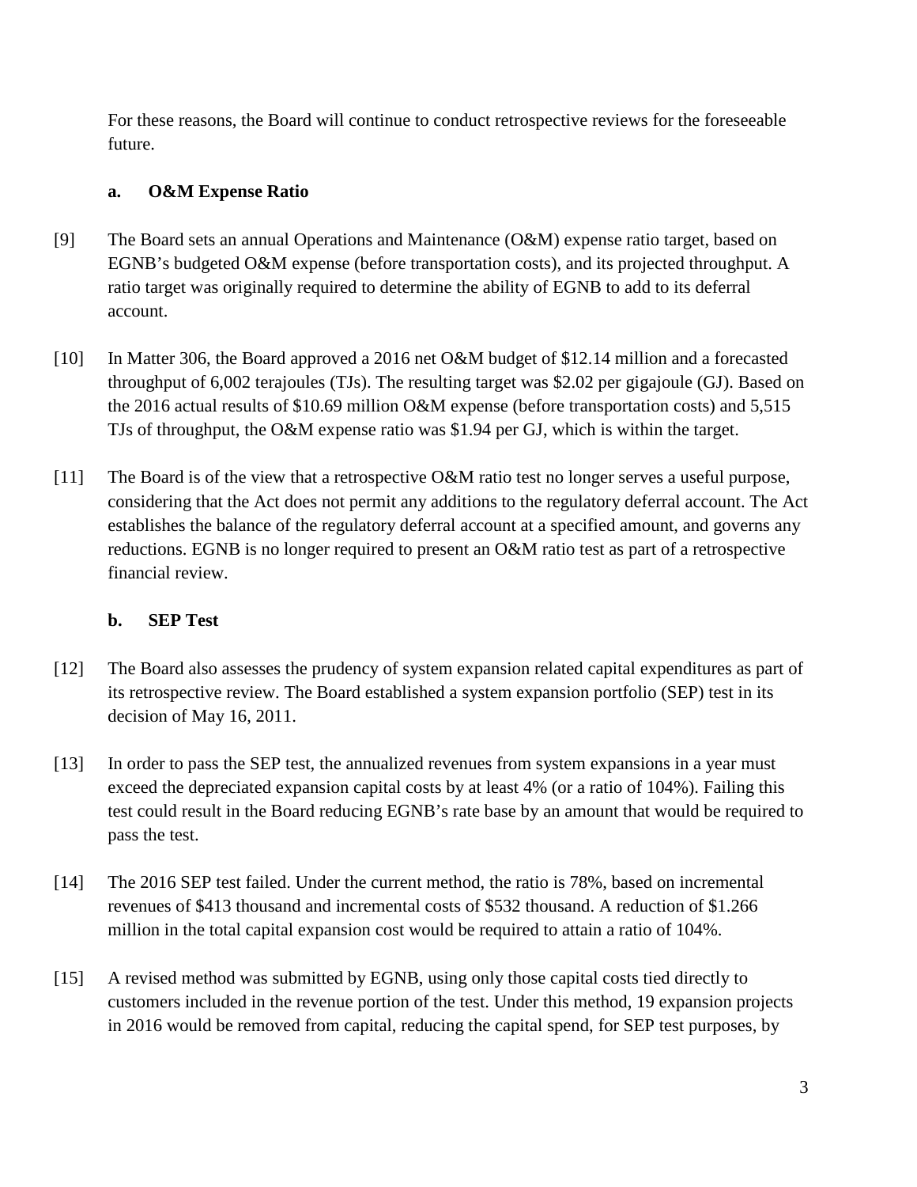For these reasons, the Board will continue to conduct retrospective reviews for the foreseeable future.

### a. O&M Expense Ratio

[9] The Board sets an annual Operations and Maintenance (O&M) expense ratio target, based on EGNB's budgeted O&M expense (before transportation costs), and its projected throughput. A ratio target was originally required to determine the ability of EGNB to add to its deferral account.

[10] In Matter 306, the Board approved a 2016 net O&M budget of $12.14 million and a forecasted throughput of 6,002 terajoules (TJs). The resulting target was $2.02 per gigajoule (GJ). Based on the 2016 actual results of $10.69 million O&M expense (before transportation costs) and 5,515 TJs of throughput, the O&M expense ratio was $1.94 per GJ, which is within the target.

[11] The Board is of the view that a retrospective O&M ratio test no longer serves a useful purpose, considering that the Act does not permit any additions to the regulatory deferral account. The Act establishes the balance of the regulatory deferral account at a specified amount, and governs any reductions. EGNB is no longer required to present an O&M ratio test as part of a retrospective financial review.

### b. SEP Test

[12] The Board also assesses the prudency of system expansion related capital expenditures as part of its retrospective review. The Board established a system expansion portfolio (SEP) test in its decision of May 16, 2011.

[13] In order to pass the SEP test, the annualized revenues from system expansions in a year must exceed the depreciated expansion capital costs by at least 4% (or a ratio of 104%). Failing this test could result in the Board reducing EGNB's rate base by an amount that would be required to pass the test.

[14] The 2016 SEP test failed. Under the current method, the ratio is 78%, based on incremental revenues of $413 thousand and incremental costs of $532 thousand. A reduction of $1.266 million in the total capital expansion cost would be required to attain a ratio of 104%.

[15] A revised method was submitted by EGNB, using only those capital costs tied directly to customers included in the revenue portion of the test. Under this method, 19 expansion projects in 2016 would be removed from capital, reducing the capital spend, for SEP test purposes, by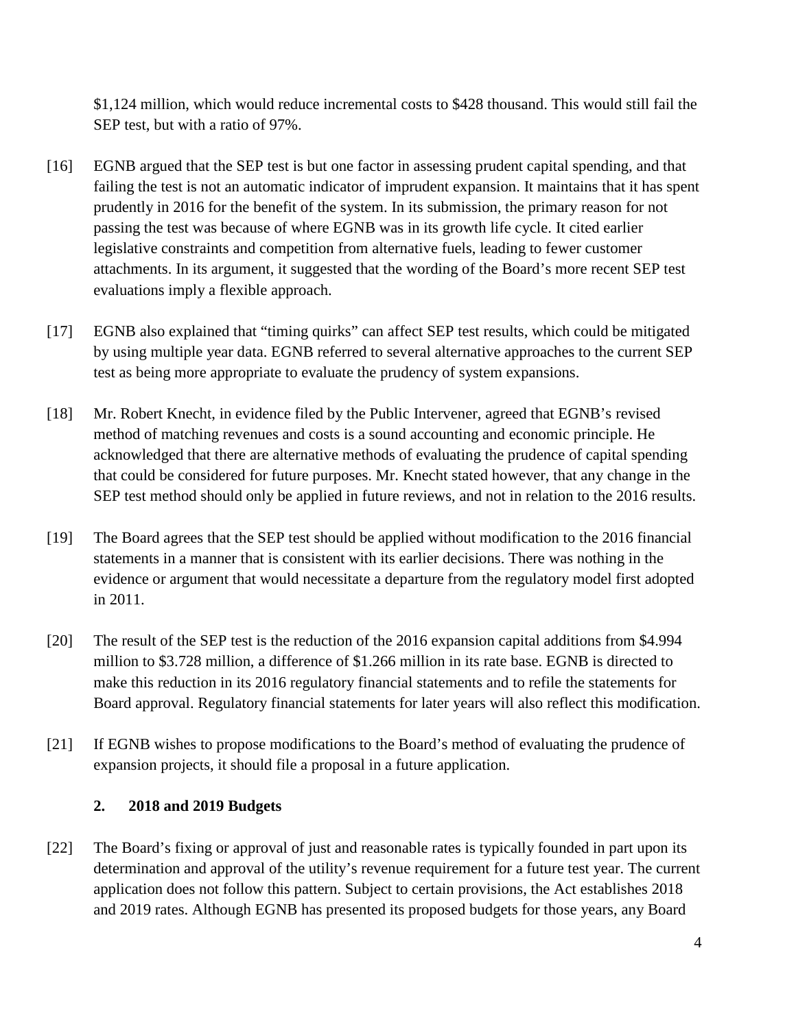$1,124 million, which would reduce incremental costs to $428 thousand. This would still fail the SEP test, but with a ratio of 97%.

[16] EGNB argued that the SEP test is but one factor in assessing prudent capital spending, and that failing the test is not an automatic indicator of imprudent expansion. It maintains that it has spent prudently in 2016 for the benefit of the system. In its submission, the primary reason for not passing the test was because of where EGNB was in its growth life cycle. It cited earlier legislative constraints and competition from alternative fuels, leading to fewer customer attachments. In its argument, it suggested that the wording of the Board's more recent SEP test evaluations imply a flexible approach.

[17] EGNB also explained that "timing quirks" can affect SEP test results, which could be mitigated by using multiple year data. EGNB referred to several alternative approaches to the current SEP test as being more appropriate to evaluate the prudency of system expansions.

[18] Mr. Robert Knecht, in evidence filed by the Public Intervener, agreed that EGNB's revised method of matching revenues and costs is a sound accounting and economic principle. He acknowledged that there are alternative methods of evaluating the prudence of capital spending that could be considered for future purposes. Mr. Knecht stated however, that any change in the SEP test method should only be applied in future reviews, and not in relation to the 2016 results.

[19] The Board agrees that the SEP test should be applied without modification to the 2016 financial statements in a manner that is consistent with its earlier decisions. There was nothing in the evidence or argument that would necessitate a departure from the regulatory model first adopted in 2011.

[20] The result of the SEP test is the reduction of the 2016 expansion capital additions from $4.994 million to $3.728 million, a difference of $1.266 million in its rate base. EGNB is directed to make this reduction in its 2016 regulatory financial statements and to refile the statements for Board approval. Regulatory financial statements for later years will also reflect this modification.

[21] If EGNB wishes to propose modifications to the Board's method of evaluating the prudence of expansion projects, it should file a proposal in a future application.

### 2. 2018 and 2019 Budgets

[22] The Board's fixing or approval of just and reasonable rates is typically founded in part upon its determination and approval of the utility's revenue requirement for a future test year. The current application does not follow this pattern. Subject to certain provisions, the Act establishes 2018 and 2019 rates. Although EGNB has presented its proposed budgets for those years, any Board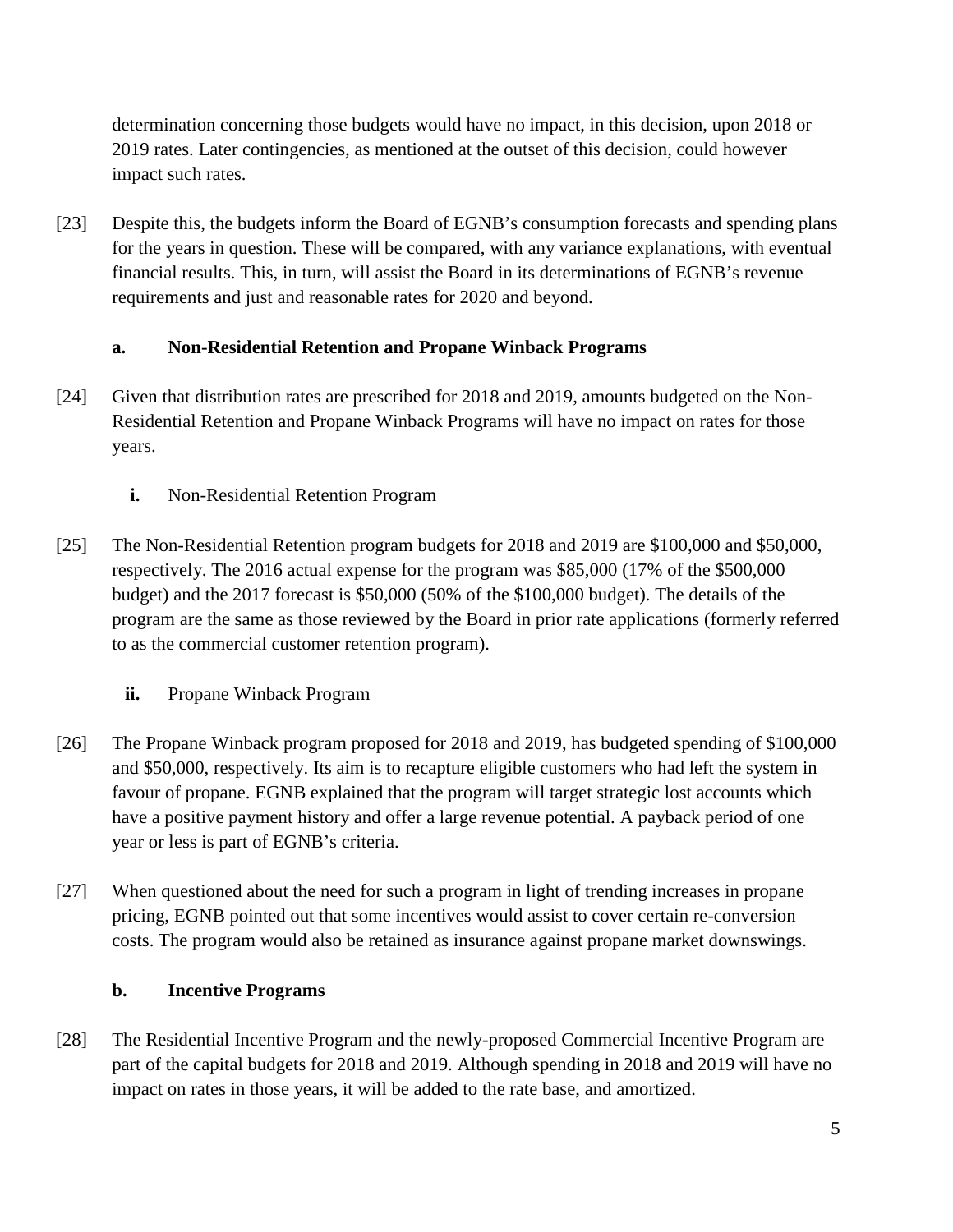determination concerning those budgets would have no impact, in this decision, upon 2018 or 2019 rates. Later contingencies, as mentioned at the outset of this decision, could however impact such rates.

[23] Despite this, the budgets inform the Board of EGNB's consumption forecasts and spending plans for the years in question. These will be compared, with any variance explanations, with eventual financial results. This, in turn, will assist the Board in its determinations of EGNB's revenue requirements and just and reasonable rates for 2020 and beyond.

### a. Non-Residential Retention and Propane Winback Programs

[24] Given that distribution rates are prescribed for 2018 and 2019, amounts budgeted on the Non-Residential Retention and Propane Winback Programs will have no impact on rates for those years.

#### i. Non-Residential Retention Program

[25] The Non-Residential Retention program budgets for 2018 and 2019 are $100,000 and $50,000, respectively. The 2016 actual expense for the program was $85,000 (17% of the $500,000 budget) and the 2017 forecast is $50,000 (50% of the $100,000 budget). The details of the program are the same as those reviewed by the Board in prior rate applications (formerly referred to as the commercial customer retention program).

#### ii. Propane Winback Program

[26] The Propane Winback program proposed for 2018 and 2019, has budgeted spending of $100,000 and $50,000, respectively. Its aim is to recapture eligible customers who had left the system in favour of propane. EGNB explained that the program will target strategic lost accounts which have a positive payment history and offer a large revenue potential. A payback period of one year or less is part of EGNB's criteria.

[27] When questioned about the need for such a program in light of trending increases in propane pricing, EGNB pointed out that some incentives would assist to cover certain re-conversion costs. The program would also be retained as insurance against propane market downswings.

### b. Incentive Programs

[28] The Residential Incentive Program and the newly-proposed Commercial Incentive Program are part of the capital budgets for 2018 and 2019. Although spending in 2018 and 2019 will have no impact on rates in those years, it will be added to the rate base, and amortized.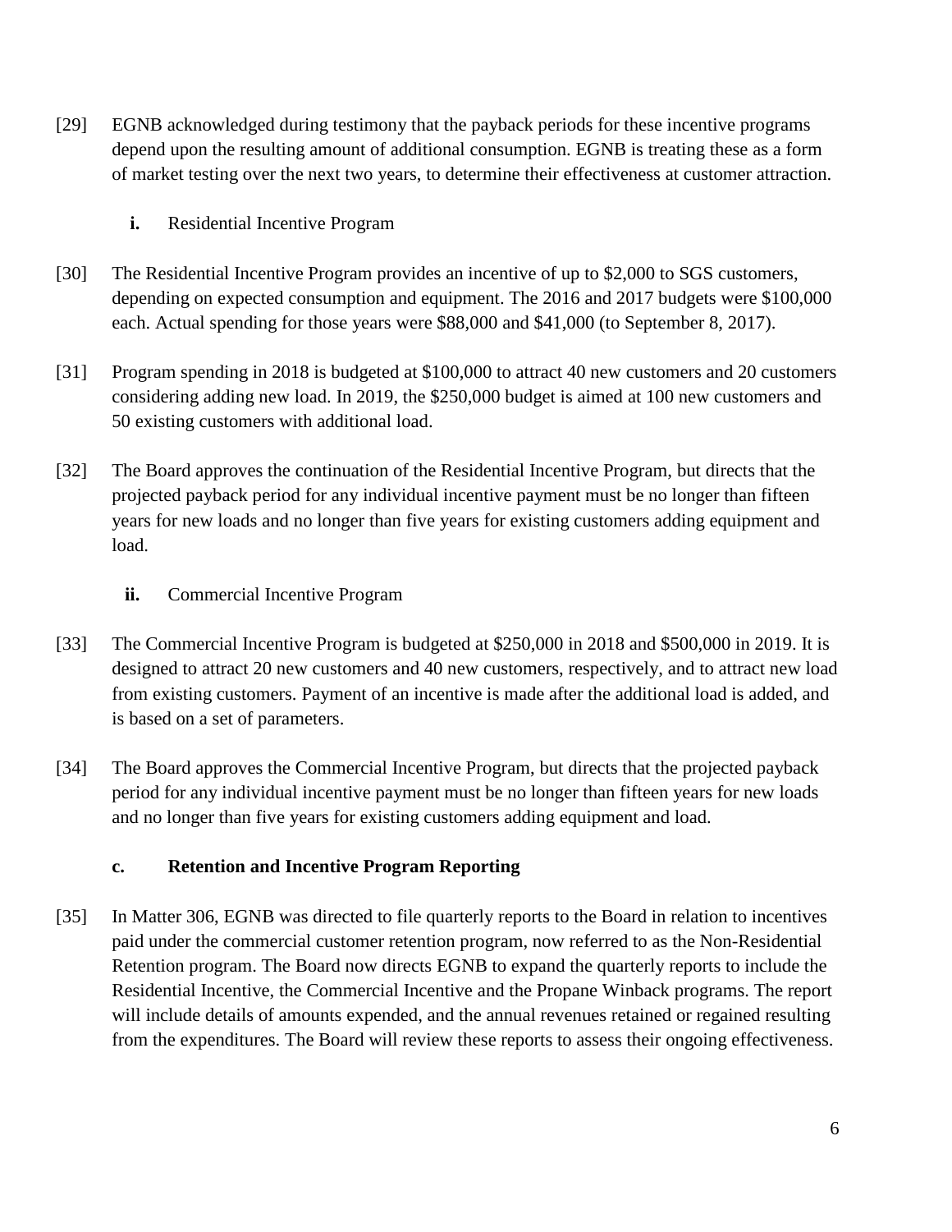[29] EGNB acknowledged during testimony that the payback periods for these incentive programs depend upon the resulting amount of additional consumption. EGNB is treating these as a form of market testing over the next two years, to determine their effectiveness at customer attraction.

**i.** Residential Incentive Program

[30] The Residential Incentive Program provides an incentive of up to $2,000 to SGS customers, depending on expected consumption and equipment. The 2016 and 2017 budgets were $100,000 each. Actual spending for those years were $88,000 and $41,000 (to September 8, 2017).

[31] Program spending in 2018 is budgeted at $100,000 to attract 40 new customers and 20 customers considering adding new load. In 2019, the $250,000 budget is aimed at 100 new customers and 50 existing customers with additional load.

[32] The Board approves the continuation of the Residential Incentive Program, but directs that the projected payback period for any individual incentive payment must be no longer than fifteen years for new loads and no longer than five years for existing customers adding equipment and load.

**ii.** Commercial Incentive Program

[33] The Commercial Incentive Program is budgeted at $250,000 in 2018 and $500,000 in 2019. It is designed to attract 20 new customers and 40 new customers, respectively, and to attract new load from existing customers. Payment of an incentive is made after the additional load is added, and is based on a set of parameters.

[34] The Board approves the Commercial Incentive Program, but directs that the projected payback period for any individual incentive payment must be no longer than fifteen years for new loads and no longer than five years for existing customers adding equipment and load.

### c. Retention and Incentive Program Reporting

[35] In Matter 306, EGNB was directed to file quarterly reports to the Board in relation to incentives paid under the commercial customer retention program, now referred to as the Non-Residential Retention program. The Board now directs EGNB to expand the quarterly reports to include the Residential Incentive, the Commercial Incentive and the Propane Winback programs. The report will include details of amounts expended, and the annual revenues retained or regained resulting from the expenditures. The Board will review these reports to assess their ongoing effectiveness.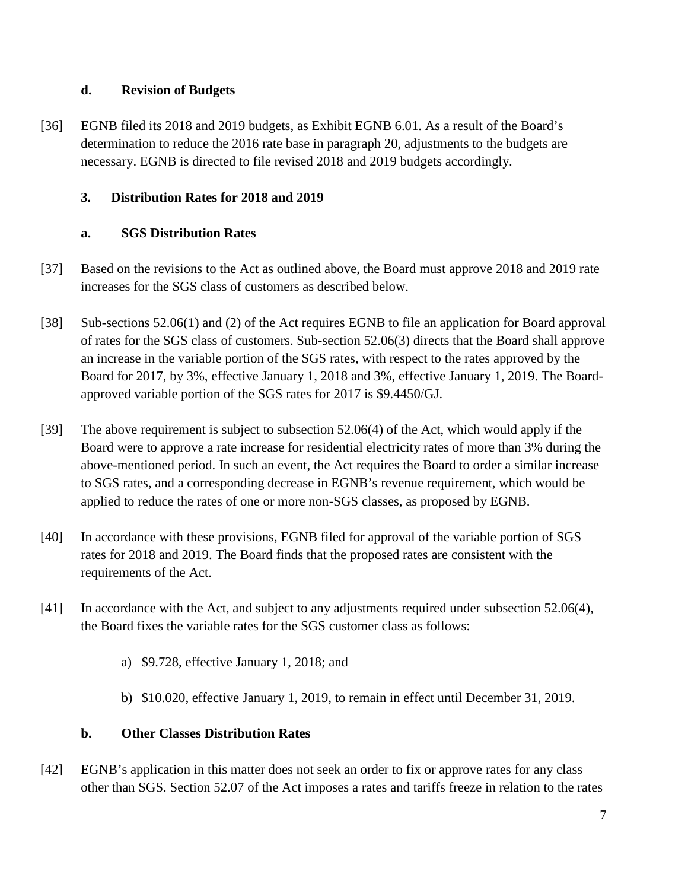### d. Revision of Budgets

[36] EGNB filed its 2018 and 2019 budgets, as Exhibit EGNB 6.01. As a result of the Board's determination to reduce the 2016 rate base in paragraph 20, adjustments to the budgets are necessary. EGNB is directed to file revised 2018 and 2019 budgets accordingly.

## 3. Distribution Rates for 2018 and 2019

### a. SGS Distribution Rates

[37] Based on the revisions to the Act as outlined above, the Board must approve 2018 and 2019 rate increases for the SGS class of customers as described below.

[38] Sub-sections 52.06(1) and (2) of the Act requires EGNB to file an application for Board approval of rates for the SGS class of customers. Sub-section 52.06(3) directs that the Board shall approve an increase in the variable portion of the SGS rates, with respect to the rates approved by the Board for 2017, by 3%, effective January 1, 2018 and 3%, effective January 1, 2019. The Board-approved variable portion of the SGS rates for 2017 is $9.4450/GJ.

[39] The above requirement is subject to subsection 52.06(4) of the Act, which would apply if the Board were to approve a rate increase for residential electricity rates of more than 3% during the above-mentioned period. In such an event, the Act requires the Board to order a similar increase to SGS rates, and a corresponding decrease in EGNB's revenue requirement, which would be applied to reduce the rates of one or more non-SGS classes, as proposed by EGNB.

[40] In accordance with these provisions, EGNB filed for approval of the variable portion of SGS rates for 2018 and 2019. The Board finds that the proposed rates are consistent with the requirements of the Act.

[41] In accordance with the Act, and subject to any adjustments required under subsection 52.06(4), the Board fixes the variable rates for the SGS customer class as follows:

a) $9.728, effective January 1, 2018; and

b) $10.020, effective January 1, 2019, to remain in effect until December 31, 2019.

### b. Other Classes Distribution Rates

[42] EGNB's application in this matter does not seek an order to fix or approve rates for any class other than SGS. Section 52.07 of the Act imposes a rates and tariffs freeze in relation to the rates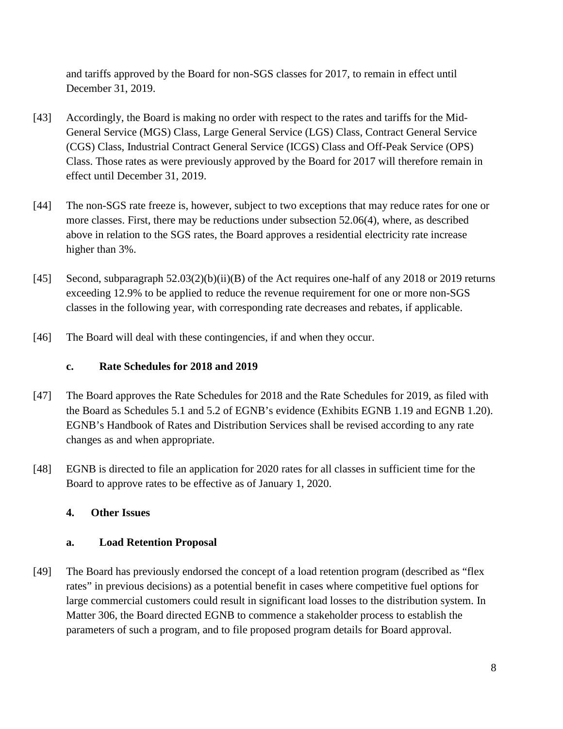and tariffs approved by the Board for non-SGS classes for 2017, to remain in effect until December 31, 2019.

[43] Accordingly, the Board is making no order with respect to the rates and tariffs for the Mid-General Service (MGS) Class, Large General Service (LGS) Class, Contract General Service (CGS) Class, Industrial Contract General Service (ICGS) Class and Off-Peak Service (OPS) Class. Those rates as were previously approved by the Board for 2017 will therefore remain in effect until December 31, 2019.

[44] The non-SGS rate freeze is, however, subject to two exceptions that may reduce rates for one or more classes. First, there may be reductions under subsection 52.06(4), where, as described above in relation to the SGS rates, the Board approves a residential electricity rate increase higher than 3%.

[45] Second, subparagraph 52.03(2)(b)(ii)(B) of the Act requires one-half of any 2018 or 2019 returns exceeding 12.9% to be applied to reduce the revenue requirement for one or more non-SGS classes in the following year, with corresponding rate decreases and rebates, if applicable.

[46] The Board will deal with these contingencies, if and when they occur.

### c. Rate Schedules for 2018 and 2019

[47] The Board approves the Rate Schedules for 2018 and the Rate Schedules for 2019, as filed with the Board as Schedules 5.1 and 5.2 of EGNB's evidence (Exhibits EGNB 1.19 and EGNB 1.20). EGNB's Handbook of Rates and Distribution Services shall be revised according to any rate changes as and when appropriate.

[48] EGNB is directed to file an application for 2020 rates for all classes in sufficient time for the Board to approve rates to be effective as of January 1, 2020.

## 4. Other Issues

### a. Load Retention Proposal

[49] The Board has previously endorsed the concept of a load retention program (described as "flex rates" in previous decisions) as a potential benefit in cases where competitive fuel options for large commercial customers could result in significant load losses to the distribution system. In Matter 306, the Board directed EGNB to commence a stakeholder process to establish the parameters of such a program, and to file proposed program details for Board approval.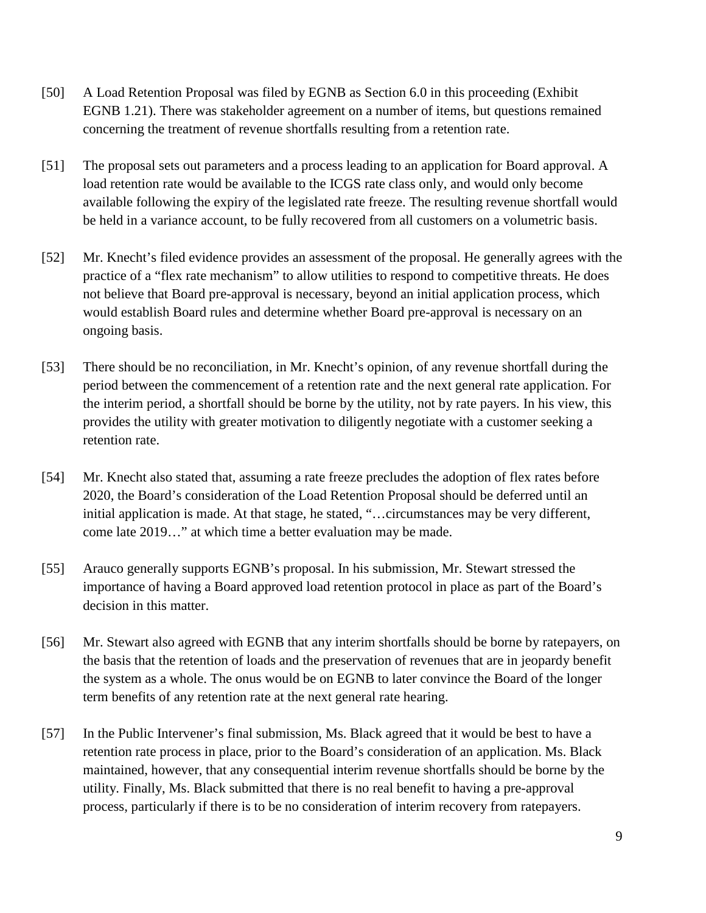[50] A Load Retention Proposal was filed by EGNB as Section 6.0 in this proceeding (Exhibit EGNB 1.21). There was stakeholder agreement on a number of items, but questions remained concerning the treatment of revenue shortfalls resulting from a retention rate.

[51] The proposal sets out parameters and a process leading to an application for Board approval. A load retention rate would be available to the ICGS rate class only, and would only become available following the expiry of the legislated rate freeze. The resulting revenue shortfall would be held in a variance account, to be fully recovered from all customers on a volumetric basis.

[52] Mr. Knecht's filed evidence provides an assessment of the proposal. He generally agrees with the practice of a "flex rate mechanism" to allow utilities to respond to competitive threats. He does not believe that Board pre-approval is necessary, beyond an initial application process, which would establish Board rules and determine whether Board pre-approval is necessary on an ongoing basis.

[53] There should be no reconciliation, in Mr. Knecht's opinion, of any revenue shortfall during the period between the commencement of a retention rate and the next general rate application. For the interim period, a shortfall should be borne by the utility, not by rate payers. In his view, this provides the utility with greater motivation to diligently negotiate with a customer seeking a retention rate.

[54] Mr. Knecht also stated that, assuming a rate freeze precludes the adoption of flex rates before 2020, the Board's consideration of the Load Retention Proposal should be deferred until an initial application is made. At that stage, he stated, "…circumstances may be very different, come late 2019…" at which time a better evaluation may be made.

[55] Arauco generally supports EGNB's proposal. In his submission, Mr. Stewart stressed the importance of having a Board approved load retention protocol in place as part of the Board's decision in this matter.

[56] Mr. Stewart also agreed with EGNB that any interim shortfalls should be borne by ratepayers, on the basis that the retention of loads and the preservation of revenues that are in jeopardy benefit the system as a whole. The onus would be on EGNB to later convince the Board of the longer term benefits of any retention rate at the next general rate hearing.

[57] In the Public Intervener's final submission, Ms. Black agreed that it would be best to have a retention rate process in place, prior to the Board's consideration of an application. Ms. Black maintained, however, that any consequential interim revenue shortfalls should be borne by the utility. Finally, Ms. Black submitted that there is no real benefit to having a pre-approval process, particularly if there is to be no consideration of interim recovery from ratepayers.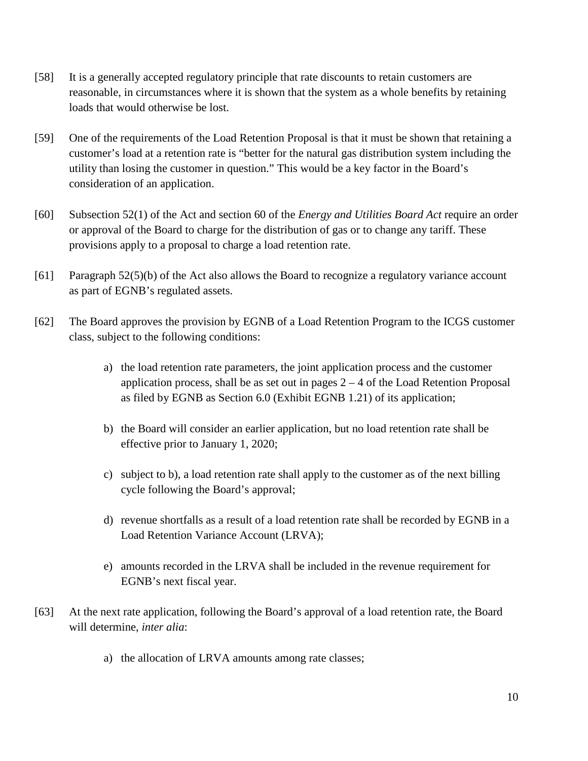[58] It is a generally accepted regulatory principle that rate discounts to retain customers are reasonable, in circumstances where it is shown that the system as a whole benefits by retaining loads that would otherwise be lost.

[59] One of the requirements of the Load Retention Proposal is that it must be shown that retaining a customer's load at a retention rate is "better for the natural gas distribution system including the utility than losing the customer in question." This would be a key factor in the Board's consideration of an application.

[60] Subsection 52(1) of the Act and section 60 of the *Energy and Utilities Board Act* require an order or approval of the Board to charge for the distribution of gas or to change any tariff. These provisions apply to a proposal to charge a load retention rate.

[61] Paragraph 52(5)(b) of the Act also allows the Board to recognize a regulatory variance account as part of EGNB's regulated assets.

[62] The Board approves the provision by EGNB of a Load Retention Program to the ICGS customer class, subject to the following conditions:

a) the load retention rate parameters, the joint application process and the customer application process, shall be as set out in pages 2 – 4 of the Load Retention Proposal as filed by EGNB as Section 6.0 (Exhibit EGNB 1.21) of its application;

b) the Board will consider an earlier application, but no load retention rate shall be effective prior to January 1, 2020;

c) subject to b), a load retention rate shall apply to the customer as of the next billing cycle following the Board's approval;

d) revenue shortfalls as a result of a load retention rate shall be recorded by EGNB in a Load Retention Variance Account (LRVA);

e) amounts recorded in the LRVA shall be included in the revenue requirement for EGNB's next fiscal year.

[63] At the next rate application, following the Board's approval of a load retention rate, the Board will determine, *inter alia*:

a) the allocation of LRVA amounts among rate classes;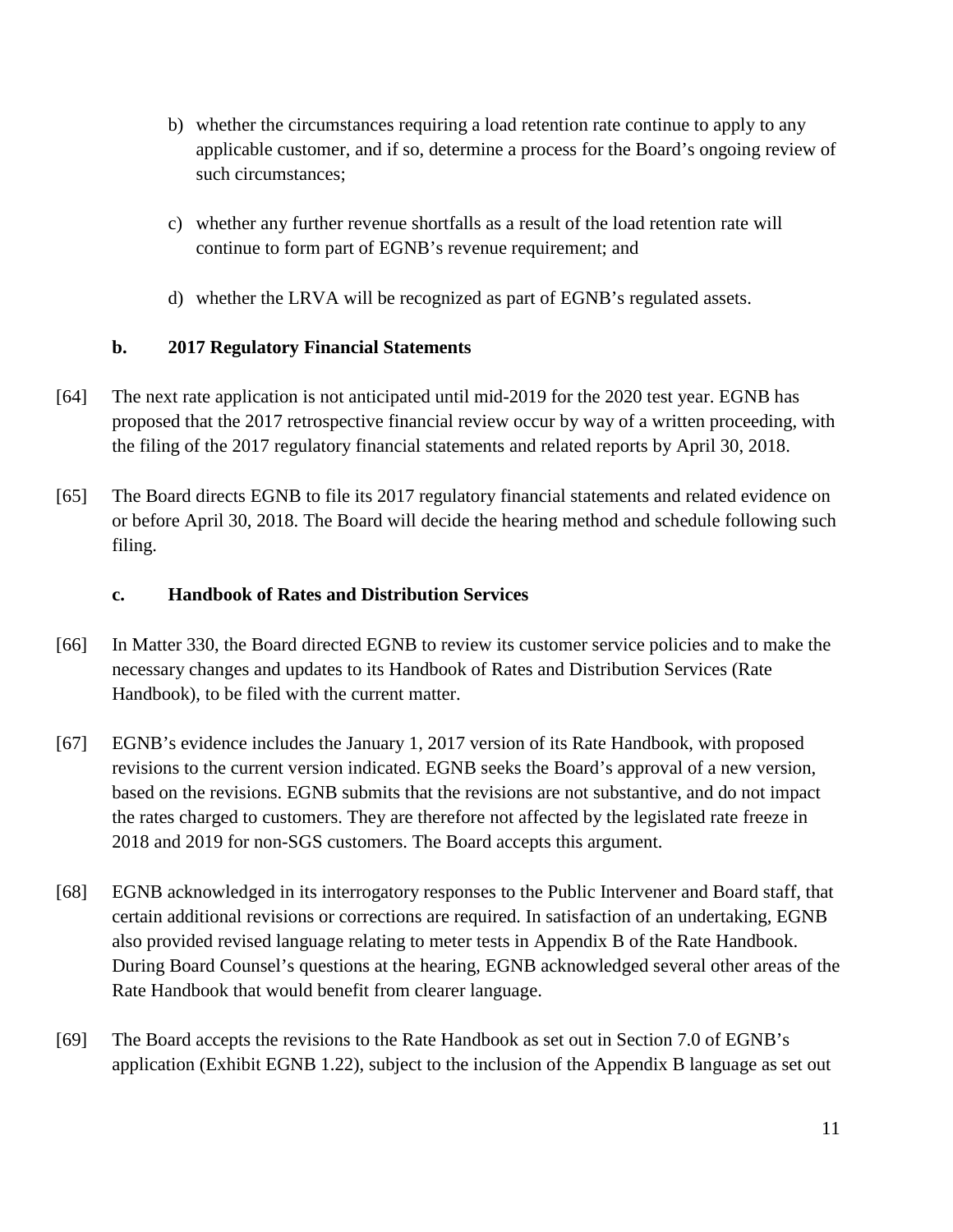b) whether the circumstances requiring a load retention rate continue to apply to any applicable customer, and if so, determine a process for the Board's ongoing review of such circumstances;

c) whether any further revenue shortfalls as a result of the load retention rate will continue to form part of EGNB's revenue requirement; and

d) whether the LRVA will be recognized as part of EGNB's regulated assets.

**b. 2017 Regulatory Financial Statements**

[64] The next rate application is not anticipated until mid-2019 for the 2020 test year. EGNB has proposed that the 2017 retrospective financial review occur by way of a written proceeding, with the filing of the 2017 regulatory financial statements and related reports by April 30, 2018.

[65] The Board directs EGNB to file its 2017 regulatory financial statements and related evidence on or before April 30, 2018. The Board will decide the hearing method and schedule following such filing.

**c. Handbook of Rates and Distribution Services**

[66] In Matter 330, the Board directed EGNB to review its customer service policies and to make the necessary changes and updates to its Handbook of Rates and Distribution Services (Rate Handbook), to be filed with the current matter.

[67] EGNB's evidence includes the January 1, 2017 version of its Rate Handbook, with proposed revisions to the current version indicated. EGNB seeks the Board's approval of a new version, based on the revisions. EGNB submits that the revisions are not substantive, and do not impact the rates charged to customers. They are therefore not affected by the legislated rate freeze in 2018 and 2019 for non-SGS customers. The Board accepts this argument.

[68] EGNB acknowledged in its interrogatory responses to the Public Intervener and Board staff, that certain additional revisions or corrections are required. In satisfaction of an undertaking, EGNB also provided revised language relating to meter tests in Appendix B of the Rate Handbook. During Board Counsel's questions at the hearing, EGNB acknowledged several other areas of the Rate Handbook that would benefit from clearer language.

[69] The Board accepts the revisions to the Rate Handbook as set out in Section 7.0 of EGNB's application (Exhibit EGNB 1.22), subject to the inclusion of the Appendix B language as set out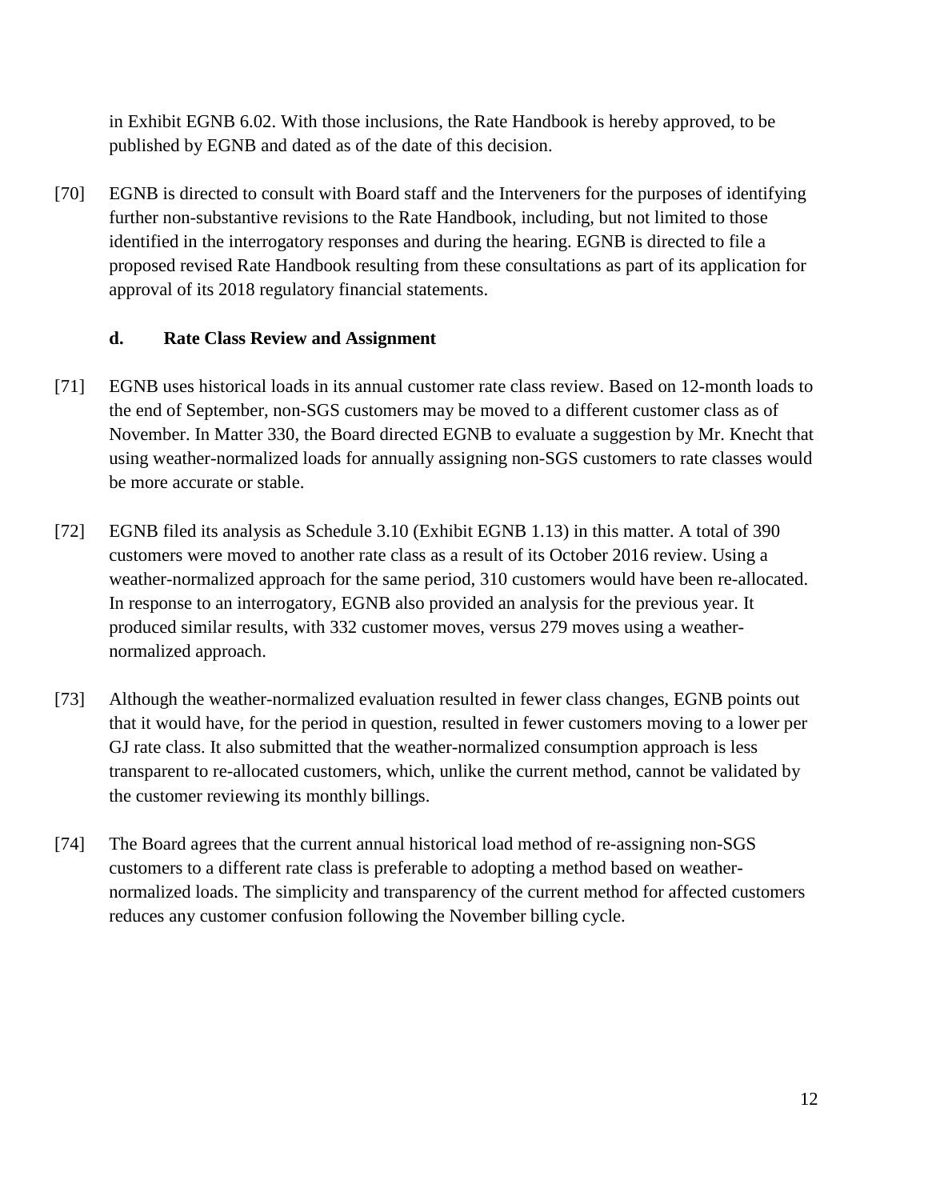in Exhibit EGNB 6.02. With those inclusions, the Rate Handbook is hereby approved, to be published by EGNB and dated as of the date of this decision.

[70] EGNB is directed to consult with Board staff and the Interveners for the purposes of identifying further non-substantive revisions to the Rate Handbook, including, but not limited to those identified in the interrogatory responses and during the hearing. EGNB is directed to file a proposed revised Rate Handbook resulting from these consultations as part of its application for approval of its 2018 regulatory financial statements.

### d. Rate Class Review and Assignment

[71] EGNB uses historical loads in its annual customer rate class review. Based on 12-month loads to the end of September, non-SGS customers may be moved to a different customer class as of November. In Matter 330, the Board directed EGNB to evaluate a suggestion by Mr. Knecht that using weather-normalized loads for annually assigning non-SGS customers to rate classes would be more accurate or stable.

[72] EGNB filed its analysis as Schedule 3.10 (Exhibit EGNB 1.13) in this matter. A total of 390 customers were moved to another rate class as a result of its October 2016 review. Using a weather-normalized approach for the same period, 310 customers would have been re-allocated. In response to an interrogatory, EGNB also provided an analysis for the previous year. It produced similar results, with 332 customer moves, versus 279 moves using a weather-normalized approach.

[73] Although the weather-normalized evaluation resulted in fewer class changes, EGNB points out that it would have, for the period in question, resulted in fewer customers moving to a lower per GJ rate class. It also submitted that the weather-normalized consumption approach is less transparent to re-allocated customers, which, unlike the current method, cannot be validated by the customer reviewing its monthly billings.

[74] The Board agrees that the current annual historical load method of re-assigning non-SGS customers to a different rate class is preferable to adopting a method based on weather-normalized loads. The simplicity and transparency of the current method for affected customers reduces any customer confusion following the November billing cycle.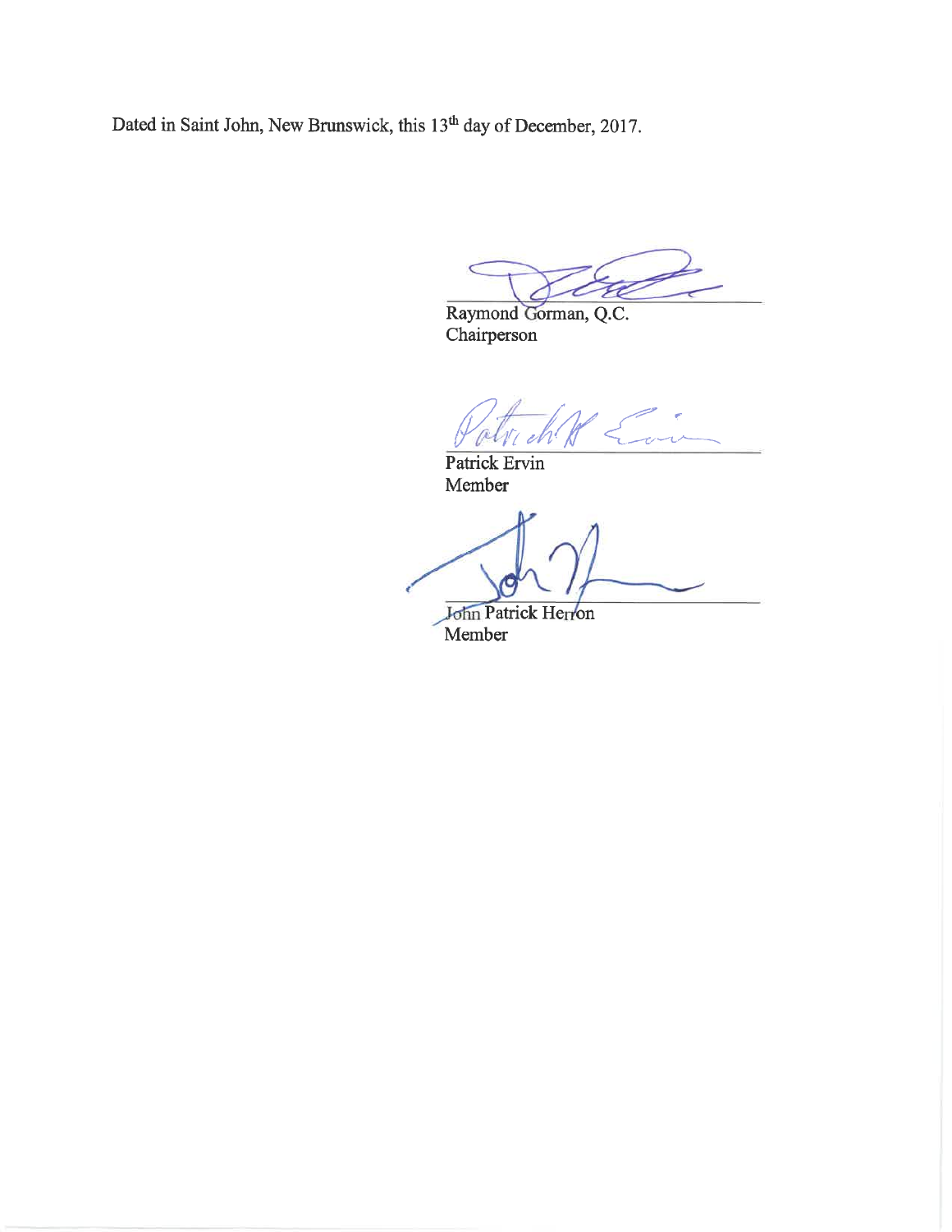Dated in Saint John, New Brunswick, this 13th day of December, 2017.

Raymond Gorman, Q.C.
Chairperson

Patrick Ervin
Member

John Patrick Herron
Member